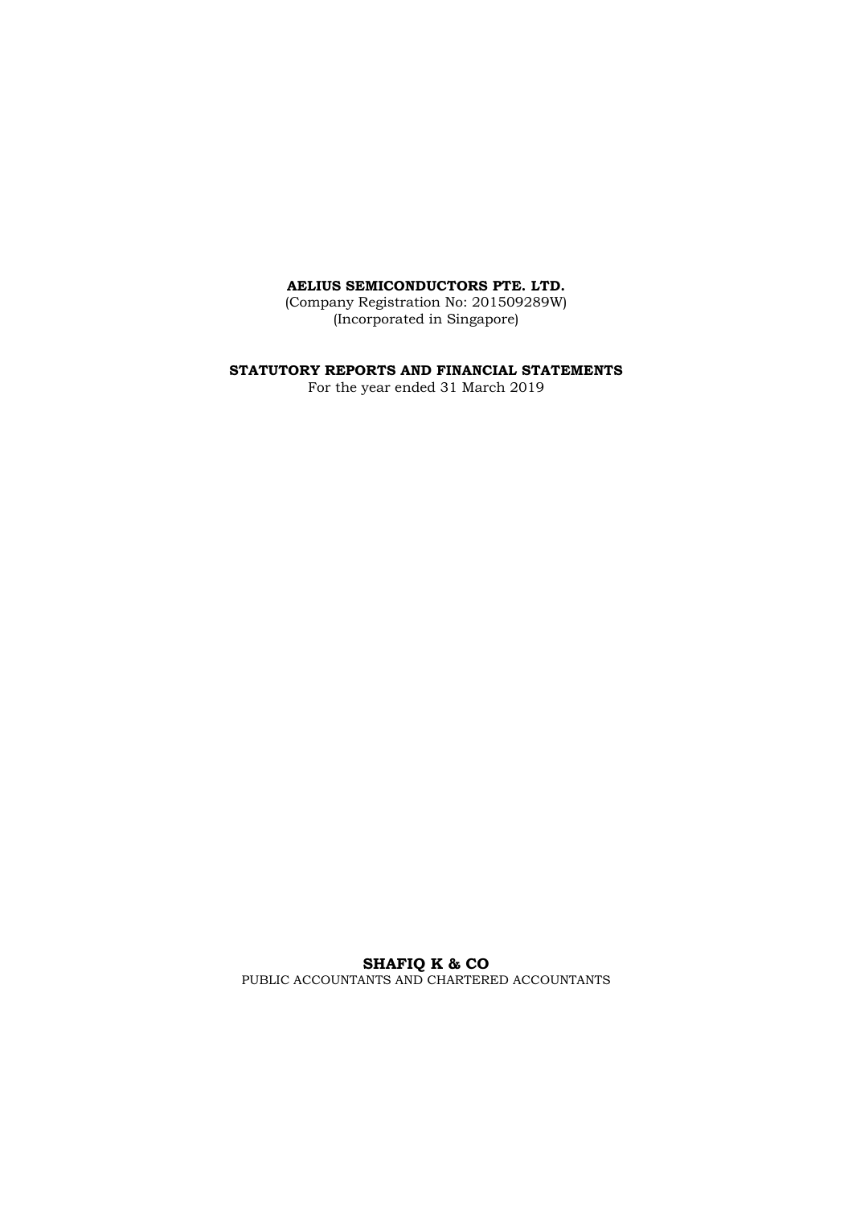**AELIUS SEMICONDUCTORS PTE. LTD.**
(Company Registration No: 201509289W)
(Incorporated in Singapore)

**STATUTORY REPORTS AND FINANCIAL STATEMENTS**
For the year ended 31 March 2019

**SHAFIQ K & CO**
PUBLIC ACCOUNTANTS AND CHARTERED ACCOUNTANTS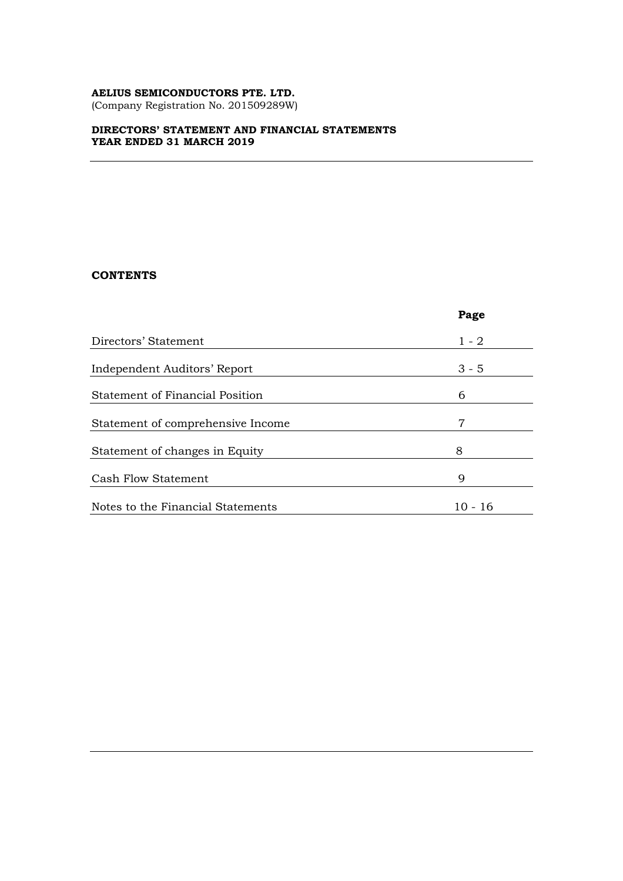**AELIUS SEMICONDUCTORS PTE. LTD.**
(Company Registration No. 201509289W)

**DIRECTORS' STATEMENT AND FINANCIAL STATEMENTS**
**YEAR ENDED 31 MARCH 2019**

---

**CONTENTS**

| | **Page** |
|---|---|
| Directors' Statement | 1 - 2 |
| Independent Auditors' Report | 3 - 5 |
| Statement of Financial Position | 6 |
| Statement of comprehensive Income | 7 |
| Statement of changes in Equity | 8 |
| Cash Flow Statement | 9 |
| Notes to the Financial Statements | 10 - 16 |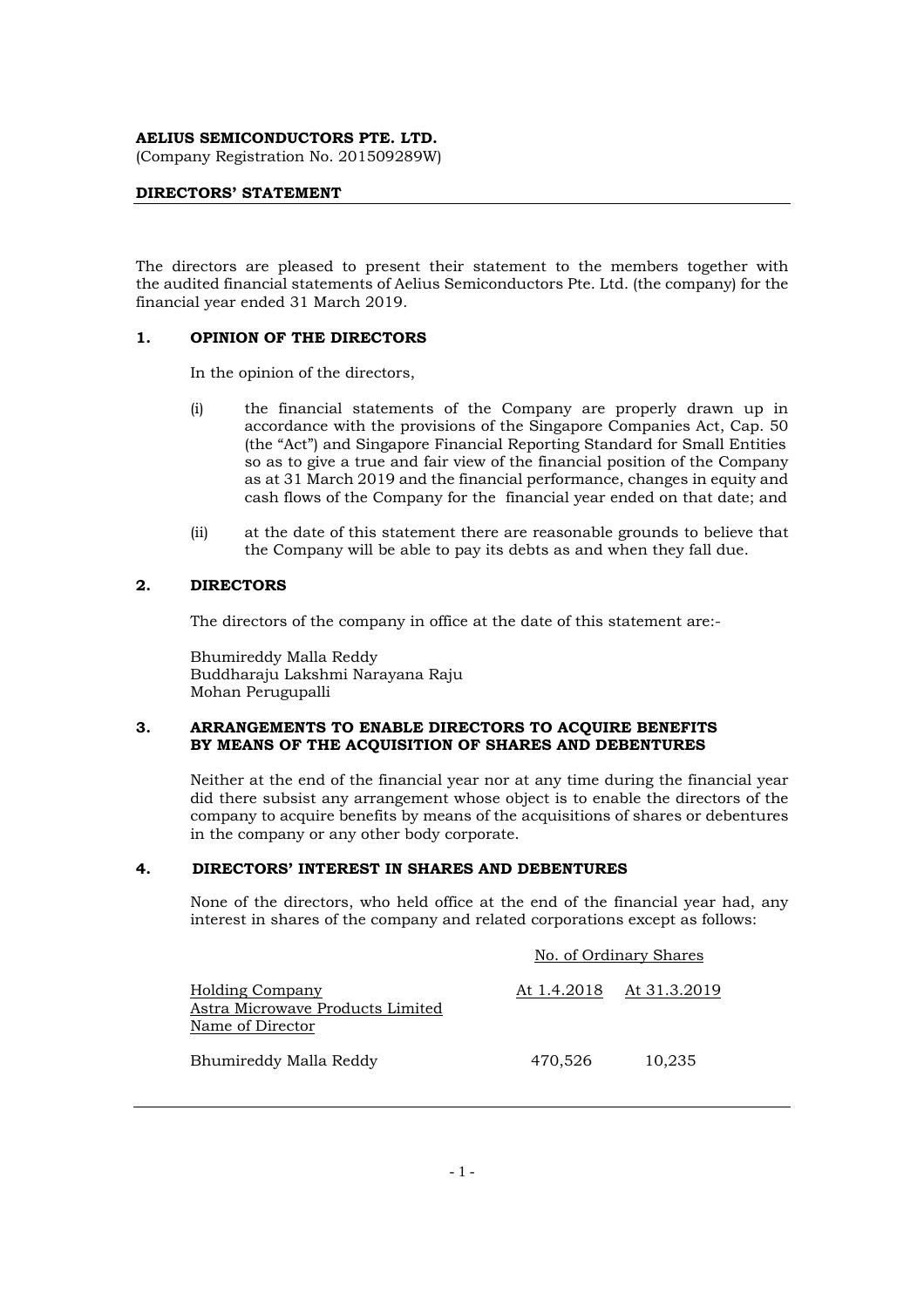**AELIUS SEMICONDUCTORS PTE. LTD.**
(Company Registration No. 201509289W)

**DIRECTORS' STATEMENT**

The directors are pleased to present their statement to the members together with the audited financial statements of Aelius Semiconductors Pte. Ltd. (the company) for the financial year ended 31 March 2019.

## 1. OPINION OF THE DIRECTORS

In the opinion of the directors,

(i) the financial statements of the Company are properly drawn up in accordance with the provisions of the Singapore Companies Act, Cap. 50 (the "Act") and Singapore Financial Reporting Standard for Small Entities so as to give a true and fair view of the financial position of the Company as at 31 March 2019 and the financial performance, changes in equity and cash flows of the Company for the financial year ended on that date; and

(ii) at the date of this statement there are reasonable grounds to believe that the Company will be able to pay its debts as and when they fall due.

## 2. DIRECTORS

The directors of the company in office at the date of this statement are:-

Bhumireddy Malla Reddy
Buddharaju Lakshmi Narayana Raju
Mohan Perugupalli

## 3. ARRANGEMENTS TO ENABLE DIRECTORS TO ACQUIRE BENEFITS BY MEANS OF THE ACQUISITION OF SHARES AND DEBENTURES

Neither at the end of the financial year nor at any time during the financial year did there subsist any arrangement whose object is to enable the directors of the company to acquire benefits by means of the acquisitions of shares or debentures in the company or any other body corporate.

## 4. DIRECTORS' INTEREST IN SHARES AND DEBENTURES

None of the directors, who held office at the end of the financial year had, any interest in shares of the company and related corporations except as follows:

| | No. of Ordinary Shares | |
|---|---|---|
| Holding Company<br>Astra Microwave Products Limited<br>Name of Director | At 1.4.2018 | At 31.3.2019 |
| Bhumireddy Malla Reddy | 470,526 | 10,235 |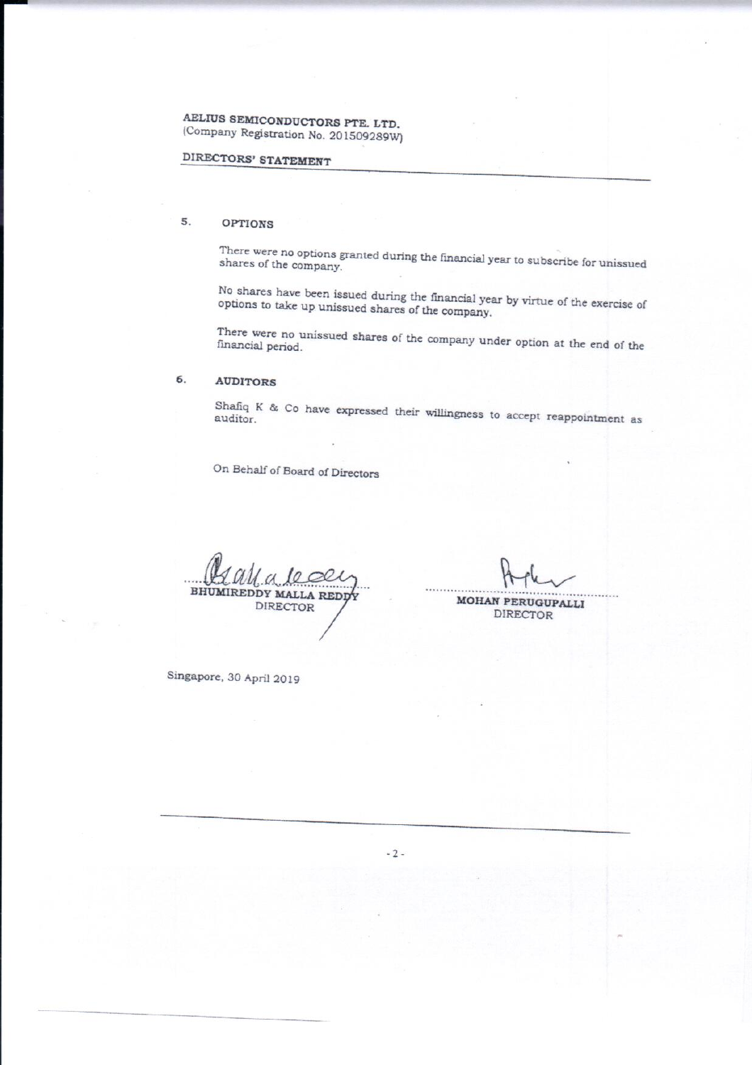AELIUS SEMICONDUCTORS PTE. LTD.
(Company Registration No. 201509289W)

DIRECTORS' STATEMENT

## 5. OPTIONS

There were no options granted during the financial year to subscribe for unissued shares of the company.

No shares have been issued during the financial year by virtue of the exercise of options to take up unissued shares of the company.

There were no unissued shares of the company under option at the end of the financial period.

## 6. AUDITORS

Shafiq K & Co have expressed their willingness to accept reappointment as auditor.

On Behalf of Board of Directors

BHUMIREDDY MALLA REDDY
DIRECTOR

MOHAN PERUGUPALLI
DIRECTOR

Singapore, 30 April 2019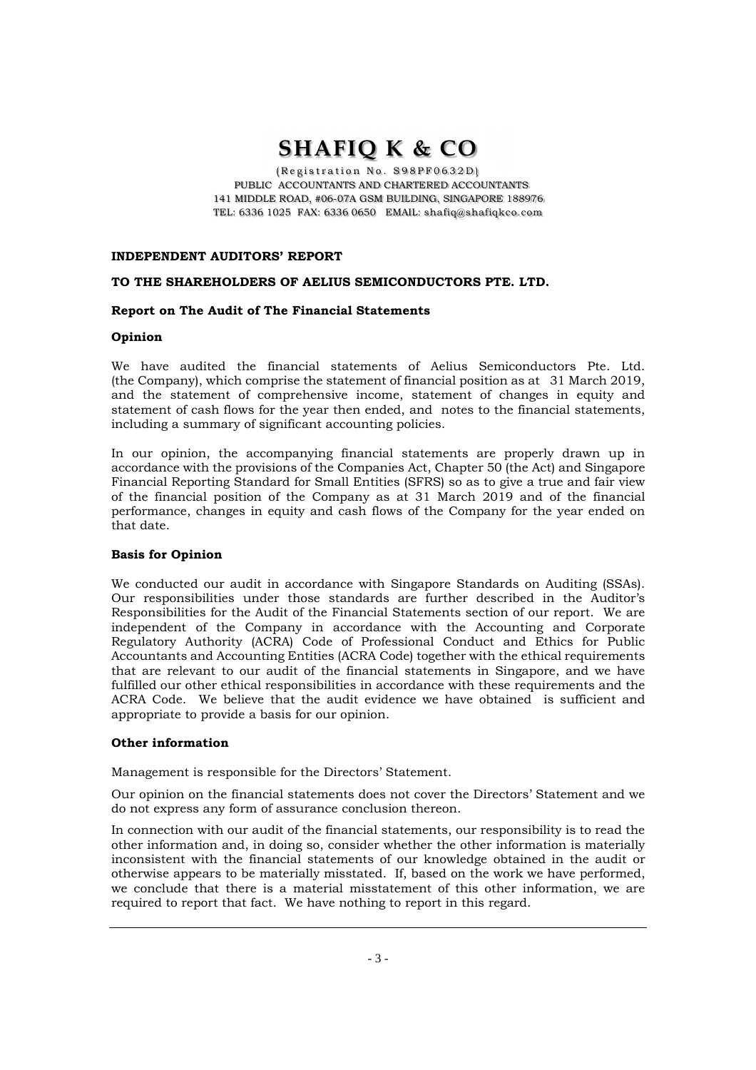# SHAFIQ K & CO

(Registration No. S98PF0632D)
PUBLIC ACCOUNTANTS AND CHARTERED ACCOUNTANTS
141 MIDDLE ROAD, #06-07A GSM BUILDING, SINGAPORE 188976
TEL: 6336 1025 FAX: 6336 0650 EMAIL: shafiq@shafiqkco.com

**INDEPENDENT AUDITORS' REPORT**

**TO THE SHAREHOLDERS OF AELIUS SEMICONDUCTORS PTE. LTD.**

**Report on The Audit of The Financial Statements**

**Opinion**

We have audited the financial statements of Aelius Semiconductors Pte. Ltd. (the Company), which comprise the statement of financial position as at 31 March 2019, and the statement of comprehensive income, statement of changes in equity and statement of cash flows for the year then ended, and notes to the financial statements, including a summary of significant accounting policies.

In our opinion, the accompanying financial statements are properly drawn up in accordance with the provisions of the Companies Act, Chapter 50 (the Act) and Singapore Financial Reporting Standard for Small Entities (SFRS) so as to give a true and fair view of the financial position of the Company as at 31 March 2019 and of the financial performance, changes in equity and cash flows of the Company for the year ended on that date.

**Basis for Opinion**

We conducted our audit in accordance with Singapore Standards on Auditing (SSAs). Our responsibilities under those standards are further described in the Auditor's Responsibilities for the Audit of the Financial Statements section of our report. We are independent of the Company in accordance with the Accounting and Corporate Regulatory Authority (ACRA) Code of Professional Conduct and Ethics for Public Accountants and Accounting Entities (ACRA Code) together with the ethical requirements that are relevant to our audit of the financial statements in Singapore, and we have fulfilled our other ethical responsibilities in accordance with these requirements and the ACRA Code. We believe that the audit evidence we have obtained is sufficient and appropriate to provide a basis for our opinion.

**Other information**

Management is responsible for the Directors' Statement.

Our opinion on the financial statements does not cover the Directors' Statement and we do not express any form of assurance conclusion thereon.

In connection with our audit of the financial statements, our responsibility is to read the other information and, in doing so, consider whether the other information is materially inconsistent with the financial statements of our knowledge obtained in the audit or otherwise appears to be materially misstated. If, based on the work we have performed, we conclude that there is a material misstatement of this other information, we are required to report that fact. We have nothing to report in this regard.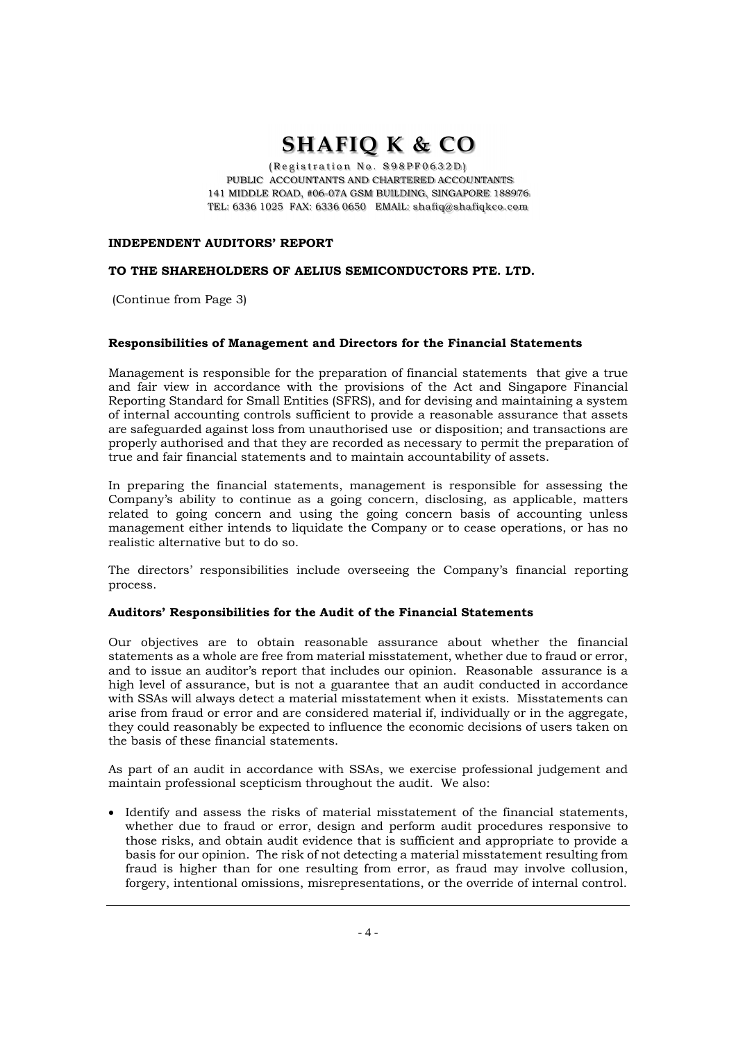# SHAFIQ K & CO

(Registration No. S98PF0632D)
PUBLIC ACCOUNTANTS AND CHARTERED ACCOUNTANTS
141 MIDDLE ROAD, #06-07A GSM BUILDING, SINGAPORE 188976
TEL: 6336 1025 FAX: 6336 0650 EMAIL: shafiq@shafiqkco.com

**INDEPENDENT AUDITORS' REPORT**

**TO THE SHAREHOLDERS OF AELIUS SEMICONDUCTORS PTE. LTD.**

(Continue from Page 3)

**Responsibilities of Management and Directors for the Financial Statements**

Management is responsible for the preparation of financial statements that give a true and fair view in accordance with the provisions of the Act and Singapore Financial Reporting Standard for Small Entities (SFRS), and for devising and maintaining a system of internal accounting controls sufficient to provide a reasonable assurance that assets are safeguarded against loss from unauthorised use or disposition; and transactions are properly authorised and that they are recorded as necessary to permit the preparation of true and fair financial statements and to maintain accountability of assets.

In preparing the financial statements, management is responsible for assessing the Company's ability to continue as a going concern, disclosing, as applicable, matters related to going concern and using the going concern basis of accounting unless management either intends to liquidate the Company or to cease operations, or has no realistic alternative but to do so.

The directors' responsibilities include overseeing the Company's financial reporting process.

**Auditors' Responsibilities for the Audit of the Financial Statements**

Our objectives are to obtain reasonable assurance about whether the financial statements as a whole are free from material misstatement, whether due to fraud or error, and to issue an auditor's report that includes our opinion. Reasonable assurance is a high level of assurance, but is not a guarantee that an audit conducted in accordance with SSAs will always detect a material misstatement when it exists. Misstatements can arise from fraud or error and are considered material if, individually or in the aggregate, they could reasonably be expected to influence the economic decisions of users taken on the basis of these financial statements.

As part of an audit in accordance with SSAs, we exercise professional judgement and maintain professional scepticism throughout the audit. We also:

- Identify and assess the risks of material misstatement of the financial statements, whether due to fraud or error, design and perform audit procedures responsive to those risks, and obtain audit evidence that is sufficient and appropriate to provide a basis for our opinion. The risk of not detecting a material misstatement resulting from fraud is higher than for one resulting from error, as fraud may involve collusion, forgery, intentional omissions, misrepresentations, or the override of internal control.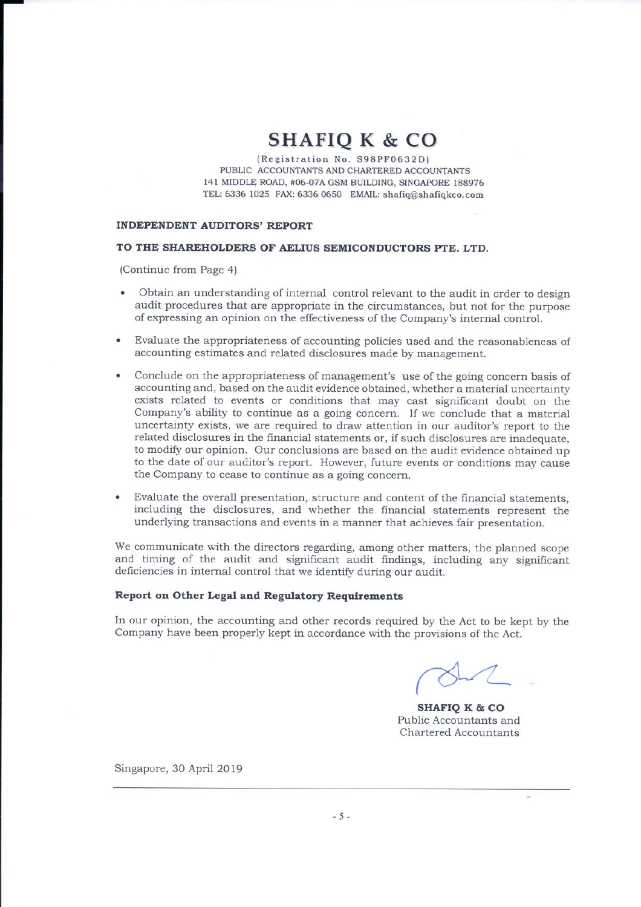# SHAFIQ K & CO

(Registration No. S98PF0632D)
PUBLIC ACCOUNTANTS AND CHARTERED ACCOUNTANTS
141 MIDDLE ROAD, #06-07A GSM BUILDING, SINGAPORE 188976
TEL: 6336 1025 FAX: 6336 0650 EMAIL: shafiq@shafiqkco.com

**INDEPENDENT AUDITORS' REPORT**

**TO THE SHAREHOLDERS OF AELIUS SEMICONDUCTORS PTE. LTD.**

(Continue from Page 4)

- Obtain an understanding of internal control relevant to the audit in order to design audit procedures that are appropriate in the circumstances, but not for the purpose of expressing an opinion on the effectiveness of the Company's internal control.
- Evaluate the appropriateness of accounting policies used and the reasonableness of accounting estimates and related disclosures made by management.
- Conclude on the appropriateness of management's use of the going concern basis of accounting and, based on the audit evidence obtained, whether a material uncertainty exists related to events or conditions that may cast significant doubt on the Company's ability to continue as a going concern. If we conclude that a material uncertainty exists, we are required to draw attention in our auditor's report to the related disclosures in the financial statements or, if such disclosures are inadequate, to modify our opinion. Our conclusions are based on the audit evidence obtained up to the date of our auditor's report. However, future events or conditions may cause the Company to cease to continue as a going concern.
- Evaluate the overall presentation, structure and content of the financial statements, including the disclosures, and whether the financial statements represent the underlying transactions and events in a manner that achieves fair presentation.

We communicate with the directors regarding, among other matters, the planned scope and timing of the audit and significant audit findings, including any significant deficiencies in internal control that we identify during our audit.

**Report on Other Legal and Regulatory Requirements**

In our opinion, the accounting and other records required by the Act to be kept by the Company have been properly kept in accordance with the provisions of the Act.

**SHAFIQ K & CO**
Public Accountants and
Chartered Accountants

Singapore, 30 April 2019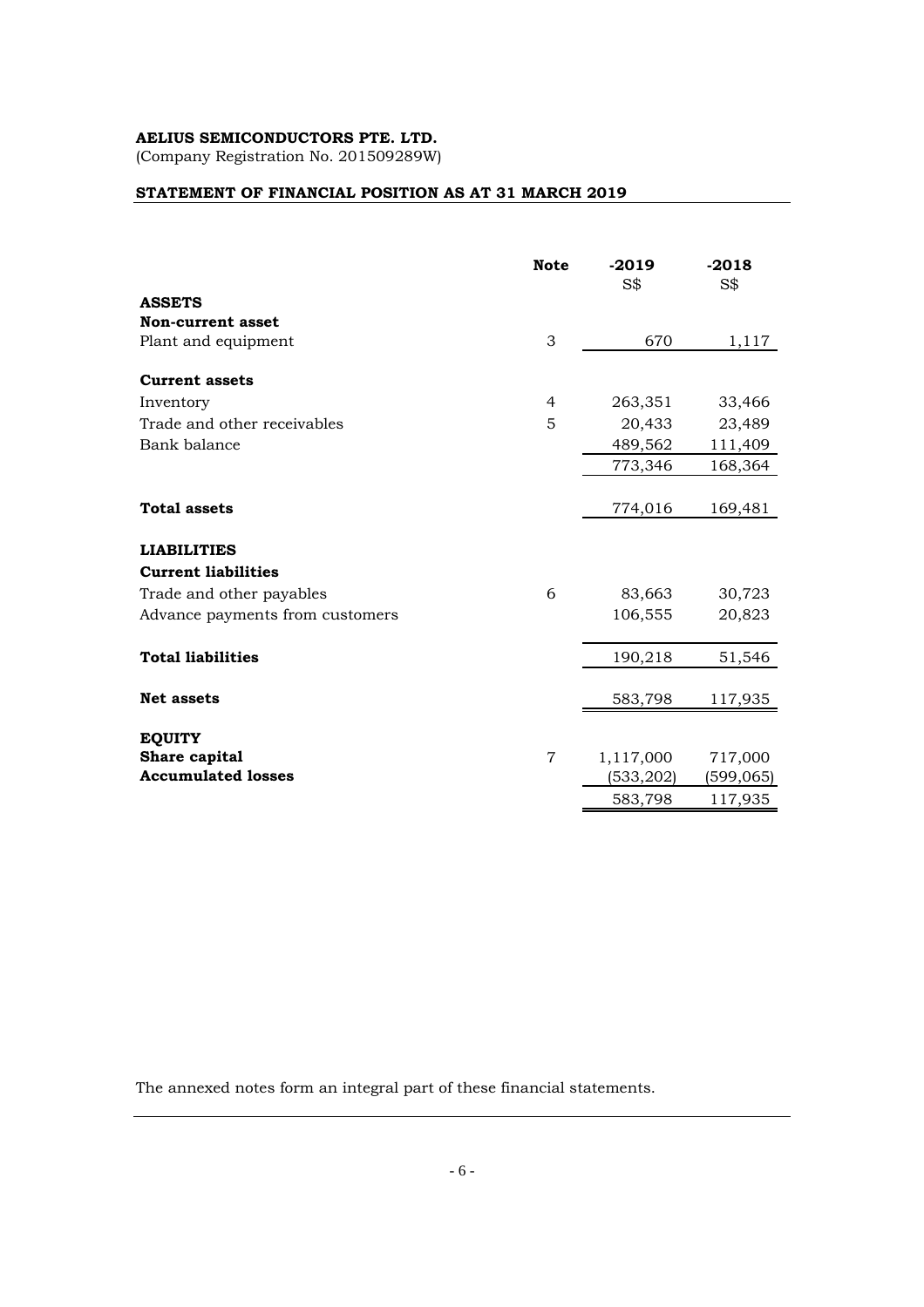**AELIUS SEMICONDUCTORS PTE. LTD.**
(Company Registration No. 201509289W)

## STATEMENT OF FINANCIAL POSITION AS AT 31 MARCH 2019

| | Note | -2019 S$ | -2018 S$ |
|---|---|---|---|
| **ASSETS** | | | |
| **Non-current asset** | | | |
| Plant and equipment | 3 | 670 | 1,117 |
| **Current assets** | | | |
| Inventory | 4 | 263,351 | 33,466 |
| Trade and other receivables | 5 | 20,433 | 23,489 |
| Bank balance | | 489,562 | 111,409 |
| | | 773,346 | 168,364 |
| **Total assets** | | 774,016 | 169,481 |
| **LIABILITIES** | | | |
| **Current liabilities** | | | |
| Trade and other payables | 6 | 83,663 | 30,723 |
| Advance payments from customers | | 106,555 | 20,823 |
| **Total liabilities** | | 190,218 | 51,546 |
| **Net assets** | | 583,798 | 117,935 |
| **EQUITY** | | | |
| **Share capital** | 7 | 1,117,000 | 717,000 |
| **Accumulated losses** | | (533,202) | (599,065) |
| | | 583,798 | 117,935 |

The annexed notes form an integral part of these financial statements.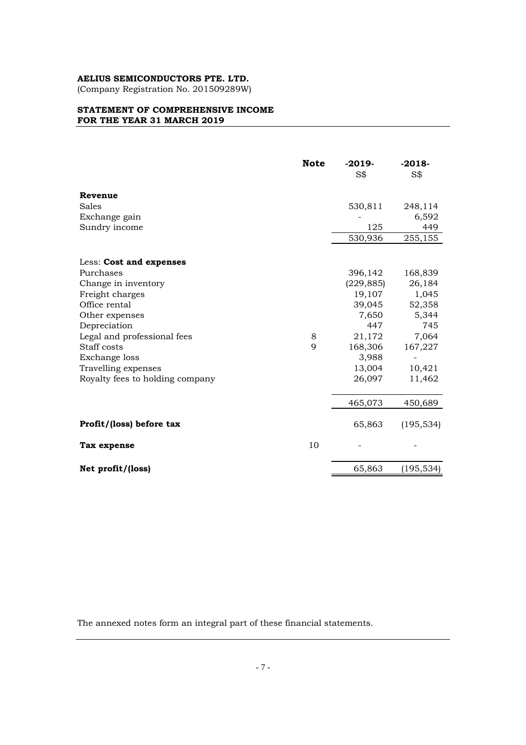**AELIUS SEMICONDUCTORS PTE. LTD.**
(Company Registration No. 201509289W)

**STATEMENT OF COMPREHENSIVE INCOME**
**FOR THE YEAR 31 MARCH 2019**

| | Note | -2019-<br>S$ | -2018-<br>S$ |
|---|---|---|---|
| **Revenue** | | | |
| Sales | | 530,811 | 248,114 |
| Exchange gain | | - | 6,592 |
| Sundry income | | 125 | 449 |
| | | 530,936 | 255,155 |
| Less: **Cost and expenses** | | | |
| Purchases | | 396,142 | 168,839 |
| Change in inventory | | (229,885) | 26,184 |
| Freight charges | | 19,107 | 1,045 |
| Office rental | | 39,045 | 52,358 |
| Other expenses | | 7,650 | 5,344 |
| Depreciation | | 447 | 745 |
| Legal and professional fees | 8 | 21,172 | 7,064 |
| Staff costs | 9 | 168,306 | 167,227 |
| Exchange loss | | 3,988 | - |
| Travelling expenses | | 13,004 | 10,421 |
| Royalty fees to holding company | | 26,097 | 11,462 |
| | | 465,073 | 450,689 |
| **Profit/(loss) before tax** | | 65,863 | (195,534) |
| **Tax expense** | 10 | - | - |
| **Net profit/(loss)** | | 65,863 | (195,534) |

The annexed notes form an integral part of these financial statements.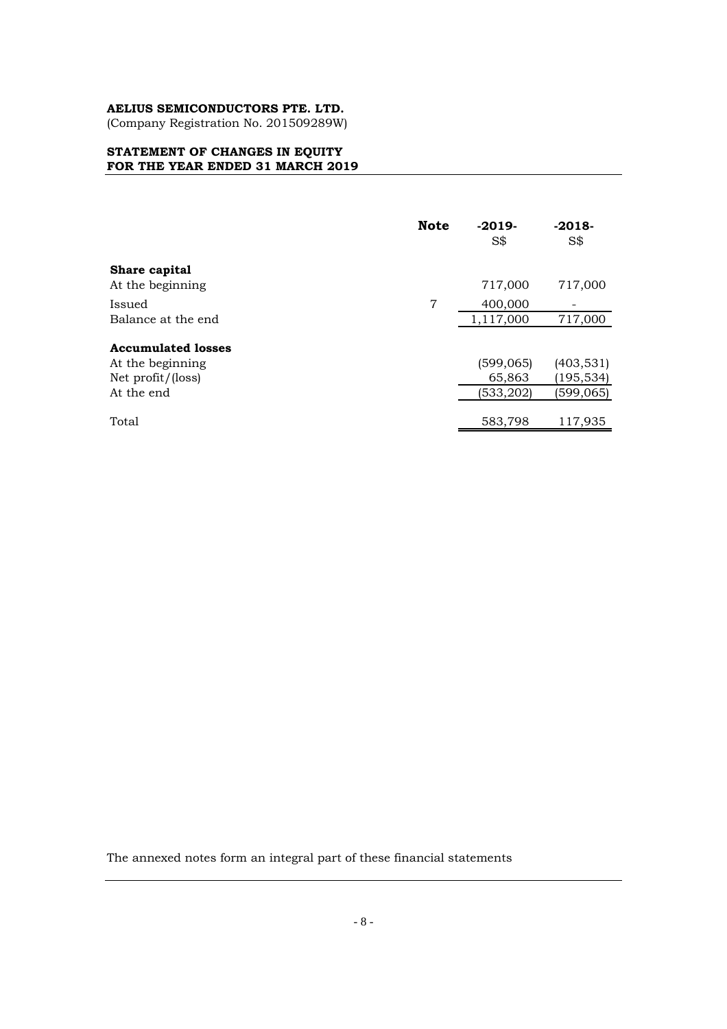**AELIUS SEMICONDUCTORS PTE. LTD.**
(Company Registration No. 201509289W)

**STATEMENT OF CHANGES IN EQUITY**
**FOR THE YEAR ENDED 31 MARCH 2019**

| | Note | -2019- S$ | -2018- S$ |
|---|---|---|---|
| **Share capital** | | | |
| At the beginning | | 717,000 | 717,000 |
| Issued | 7 | 400,000 | - |
| Balance at the end | | 1,117,000 | 717,000 |
| **Accumulated losses** | | | |
| At the beginning | | (599,065) | (403,531) |
| Net profit/(loss) | | 65,863 | (195,534) |
| At the end | | (533,202) | (599,065) |
| Total | | 583,798 | 117,935 |

The annexed notes form an integral part of these financial statements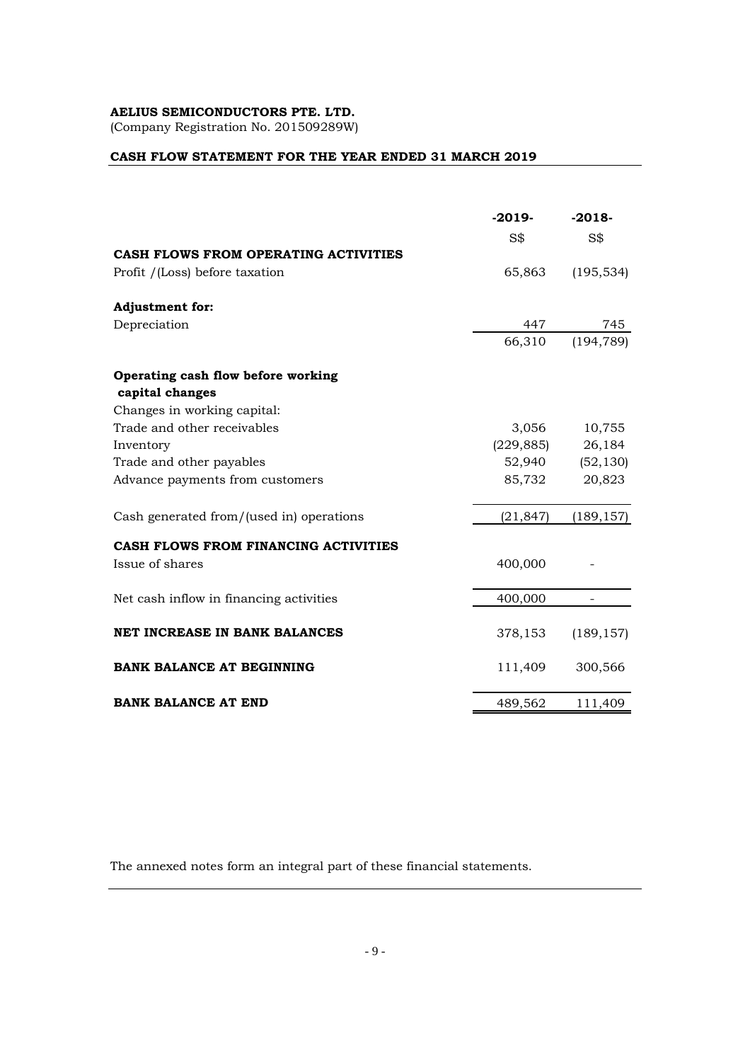**AELIUS SEMICONDUCTORS PTE. LTD.**
(Company Registration No. 201509289W)

**CASH FLOW STATEMENT FOR THE YEAR ENDED 31 MARCH 2019**

| | -2019- | -2018- |
|---|---|---|
| | S$ | S$ |
| **CASH FLOWS FROM OPERATING ACTIVITIES** | | |
| Profit /(Loss) before taxation | 65,863 | (195,534) |
| | | |
| **Adjustment for:** | | |
| Depreciation | 447 | 745 |
| | 66,310 | (194,789) |
| | | |
| **Operating cash flow before working capital changes** | | |
| Changes in working capital: | | |
| Trade and other receivables | 3,056 | 10,755 |
| Inventory | (229,885) | 26,184 |
| Trade and other payables | 52,940 | (52,130) |
| Advance payments from customers | 85,732 | 20,823 |
| | | |
| Cash generated from/(used in) operations | (21,847) | (189,157) |
| | | |
| **CASH FLOWS FROM FINANCING ACTIVITIES** | | |
| Issue of shares | 400,000 | - |
| | | |
| Net cash inflow in financing activities | 400,000 | - |
| | | |
| **NET INCREASE IN BANK BALANCES** | 378,153 | (189,157) |
| | | |
| **BANK BALANCE AT BEGINNING** | 111,409 | 300,566 |
| | | |
| **BANK BALANCE AT END** | 489,562 | 111,409 |

The annexed notes form an integral part of these financial statements.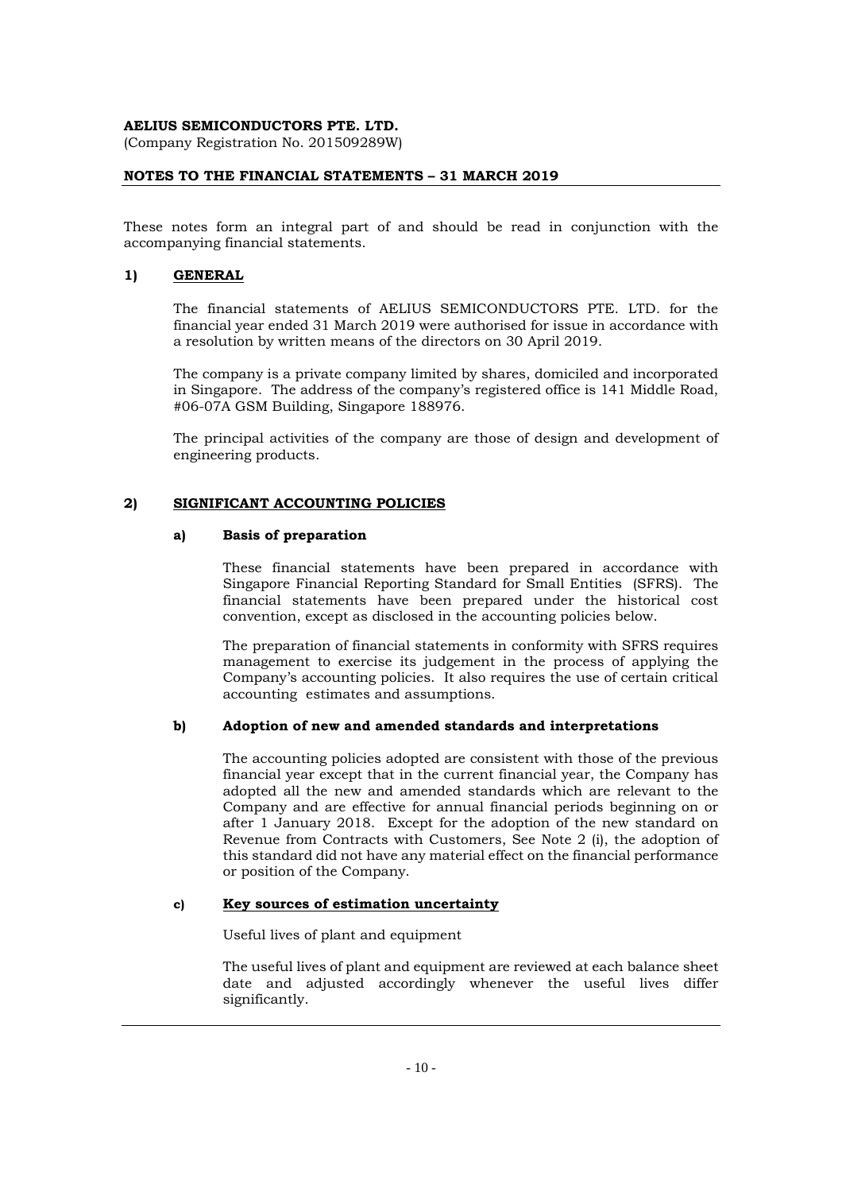**AELIUS SEMICONDUCTORS PTE. LTD.**
(Company Registration No. 201509289W)

**NOTES TO THE FINANCIAL STATEMENTS – 31 MARCH 2019**

These notes form an integral part of and should be read in conjunction with the accompanying financial statements.

## 1) GENERAL

The financial statements of AELIUS SEMICONDUCTORS PTE. LTD. for the financial year ended 31 March 2019 were authorised for issue in accordance with a resolution by written means of the directors on 30 April 2019.

The company is a private company limited by shares, domiciled and incorporated in Singapore. The address of the company's registered office is 141 Middle Road, #06-07A GSM Building, Singapore 188976.

The principal activities of the company are those of design and development of engineering products.

## 2) SIGNIFICANT ACCOUNTING POLICIES

### a) Basis of preparation

These financial statements have been prepared in accordance with Singapore Financial Reporting Standard for Small Entities (SFRS). The financial statements have been prepared under the historical cost convention, except as disclosed in the accounting policies below.

The preparation of financial statements in conformity with SFRS requires management to exercise its judgement in the process of applying the Company's accounting policies. It also requires the use of certain critical accounting estimates and assumptions.

### b) Adoption of new and amended standards and interpretations

The accounting policies adopted are consistent with those of the previous financial year except that in the current financial year, the Company has adopted all the new and amended standards which are relevant to the Company and are effective for annual financial periods beginning on or after 1 January 2018. Except for the adoption of the new standard on Revenue from Contracts with Customers, See Note 2 (i), the adoption of this standard did not have any material effect on the financial performance or position of the Company.

### c) Key sources of estimation uncertainty

Useful lives of plant and equipment

The useful lives of plant and equipment are reviewed at each balance sheet date and adjusted accordingly whenever the useful lives differ significantly.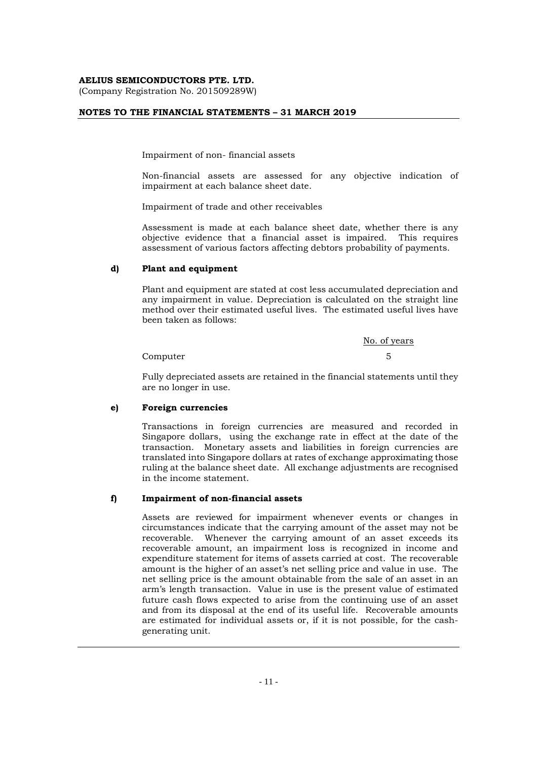Impairment of non- financial assets

Non-financial assets are assessed for any objective indication of impairment at each balance sheet date.

Impairment of trade and other receivables

Assessment is made at each balance sheet date, whether there is any objective evidence that a financial asset is impaired. This requires assessment of various factors affecting debtors probability of payments.

**d) Plant and equipment**

Plant and equipment are stated at cost less accumulated depreciation and any impairment in value. Depreciation is calculated on the straight line method over their estimated useful lives. The estimated useful lives have been taken as follows:

| | No. of years |
|---|---|
| Computer | 5 |

Fully depreciated assets are retained in the financial statements until they are no longer in use.

**e) Foreign currencies**

Transactions in foreign currencies are measured and recorded in Singapore dollars, using the exchange rate in effect at the date of the transaction. Monetary assets and liabilities in foreign currencies are translated into Singapore dollars at rates of exchange approximating those ruling at the balance sheet date. All exchange adjustments are recognised in the income statement.

**f) Impairment of non-financial assets**

Assets are reviewed for impairment whenever events or changes in circumstances indicate that the carrying amount of the asset may not be recoverable. Whenever the carrying amount of an asset exceeds its recoverable amount, an impairment loss is recognized in income and expenditure statement for items of assets carried at cost. The recoverable amount is the higher of an asset's net selling price and value in use. The net selling price is the amount obtainable from the sale of an asset in an arm's length transaction. Value in use is the present value of estimated future cash flows expected to arise from the continuing use of an asset and from its disposal at the end of its useful life. Recoverable amounts are estimated for individual assets or, if it is not possible, for the cash-generating unit.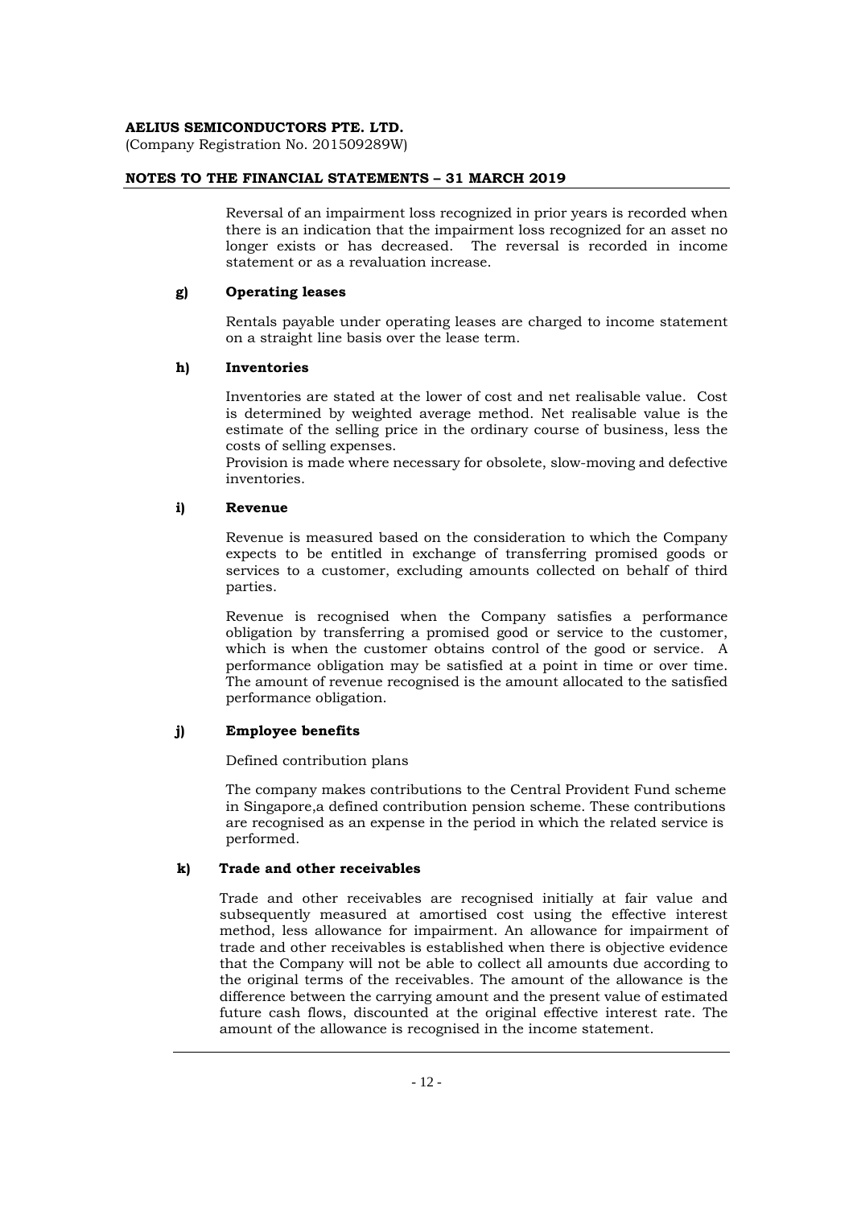Reversal of an impairment loss recognized in prior years is recorded when there is an indication that the impairment loss recognized for an asset no longer exists or has decreased. The reversal is recorded in income statement or as a revaluation increase.

**g) Operating leases**

Rentals payable under operating leases are charged to income statement on a straight line basis over the lease term.

**h) Inventories**

Inventories are stated at the lower of cost and net realisable value. Cost is determined by weighted average method. Net realisable value is the estimate of the selling price in the ordinary course of business, less the costs of selling expenses.
Provision is made where necessary for obsolete, slow-moving and defective inventories.

**i) Revenue**

Revenue is measured based on the consideration to which the Company expects to be entitled in exchange of transferring promised goods or services to a customer, excluding amounts collected on behalf of third parties.

Revenue is recognised when the Company satisfies a performance obligation by transferring a promised good or service to the customer, which is when the customer obtains control of the good or service. A performance obligation may be satisfied at a point in time or over time. The amount of revenue recognised is the amount allocated to the satisfied performance obligation.

**j) Employee benefits**

Defined contribution plans

The company makes contributions to the Central Provident Fund scheme in Singapore,a defined contribution pension scheme. These contributions are recognised as an expense in the period in which the related service is performed.

**k) Trade and other receivables**

Trade and other receivables are recognised initially at fair value and subsequently measured at amortised cost using the effective interest method, less allowance for impairment. An allowance for impairment of trade and other receivables is established when there is objective evidence that the Company will not be able to collect all amounts due according to the original terms of the receivables. The amount of the allowance is the difference between the carrying amount and the present value of estimated future cash flows, discounted at the original effective interest rate. The amount of the allowance is recognised in the income statement.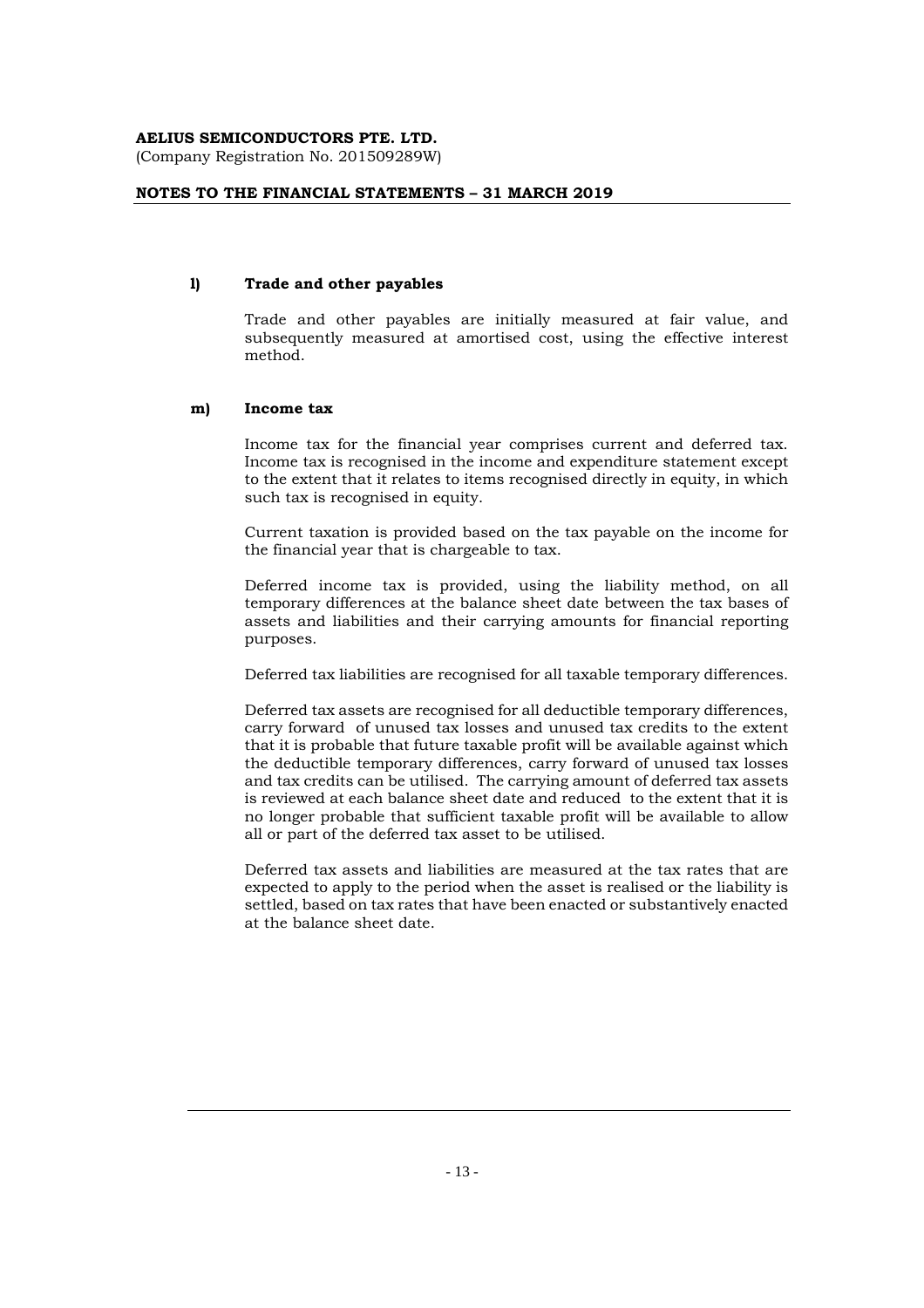**AELIUS SEMICONDUCTORS PTE. LTD.**
(Company Registration No. 201509289W)

**NOTES TO THE FINANCIAL STATEMENTS – 31 MARCH 2019**

**l) Trade and other payables**

Trade and other payables are initially measured at fair value, and subsequently measured at amortised cost, using the effective interest method.

**m) Income tax**

Income tax for the financial year comprises current and deferred tax. Income tax is recognised in the income and expenditure statement except to the extent that it relates to items recognised directly in equity, in which such tax is recognised in equity.

Current taxation is provided based on the tax payable on the income for the financial year that is chargeable to tax.

Deferred income tax is provided, using the liability method, on all temporary differences at the balance sheet date between the tax bases of assets and liabilities and their carrying amounts for financial reporting purposes.

Deferred tax liabilities are recognised for all taxable temporary differences.

Deferred tax assets are recognised for all deductible temporary differences, carry forward of unused tax losses and unused tax credits to the extent that it is probable that future taxable profit will be available against which the deductible temporary differences, carry forward of unused tax losses and tax credits can be utilised. The carrying amount of deferred tax assets is reviewed at each balance sheet date and reduced to the extent that it is no longer probable that sufficient taxable profit will be available to allow all or part of the deferred tax asset to be utilised.

Deferred tax assets and liabilities are measured at the tax rates that are expected to apply to the period when the asset is realised or the liability is settled, based on tax rates that have been enacted or substantively enacted at the balance sheet date.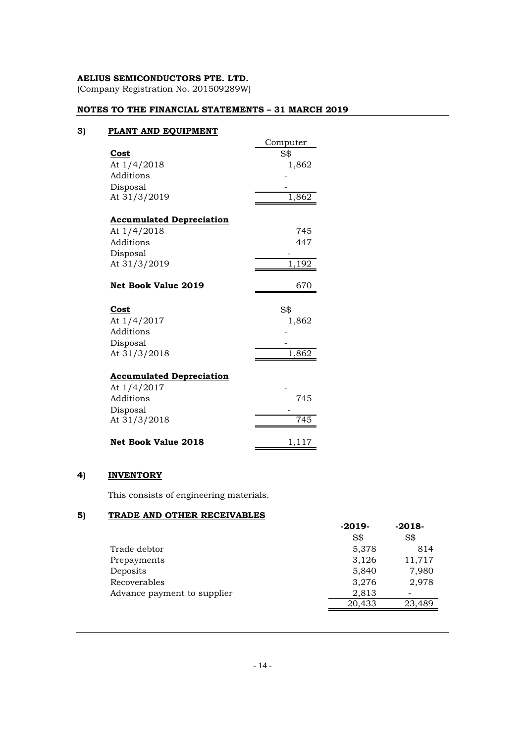**AELIUS SEMICONDUCTORS PTE. LTD.**
(Company Registration No. 201509289W)

**NOTES TO THE FINANCIAL STATEMENTS – 31 MARCH 2019**

## 3) PLANT AND EQUIPMENT

| | Computer |
|---|---|
| **Cost** | S$ |
| At 1/4/2018 | 1,862 |
| Additions | - |
| Disposal | - |
| At 31/3/2019 | 1,862 |
| | |
| **Accumulated Depreciation** | |
| At 1/4/2018 | 745 |
| Additions | 447 |
| Disposal | - |
| At 31/3/2019 | 1,192 |
| | |
| **Net Book Value 2019** | 670 |
| | |
| **Cost** | S$ |
| At 1/4/2017 | 1,862 |
| Additions | - |
| Disposal | - |
| At 31/3/2018 | 1,862 |
| | |
| **Accumulated Depreciation** | |
| At 1/4/2017 | - |
| Additions | 745 |
| Disposal | - |
| At 31/3/2018 | 745 |
| | |
| **Net Book Value 2018** | 1,117 |

## 4) INVENTORY

This consists of engineering materials.

## 5) TRADE AND OTHER RECEIVABLES

| | -2019- | -2018- |
|---|---|---|
| | S$ | S$ |
| Trade debtor | 5,378 | 814 |
| Prepayments | 3,126 | 11,717 |
| Deposits | 5,840 | 7,980 |
| Recoverables | 3,276 | 2,978 |
| Advance payment to supplier | 2,813 | - |
| | 20,433 | 23,489 |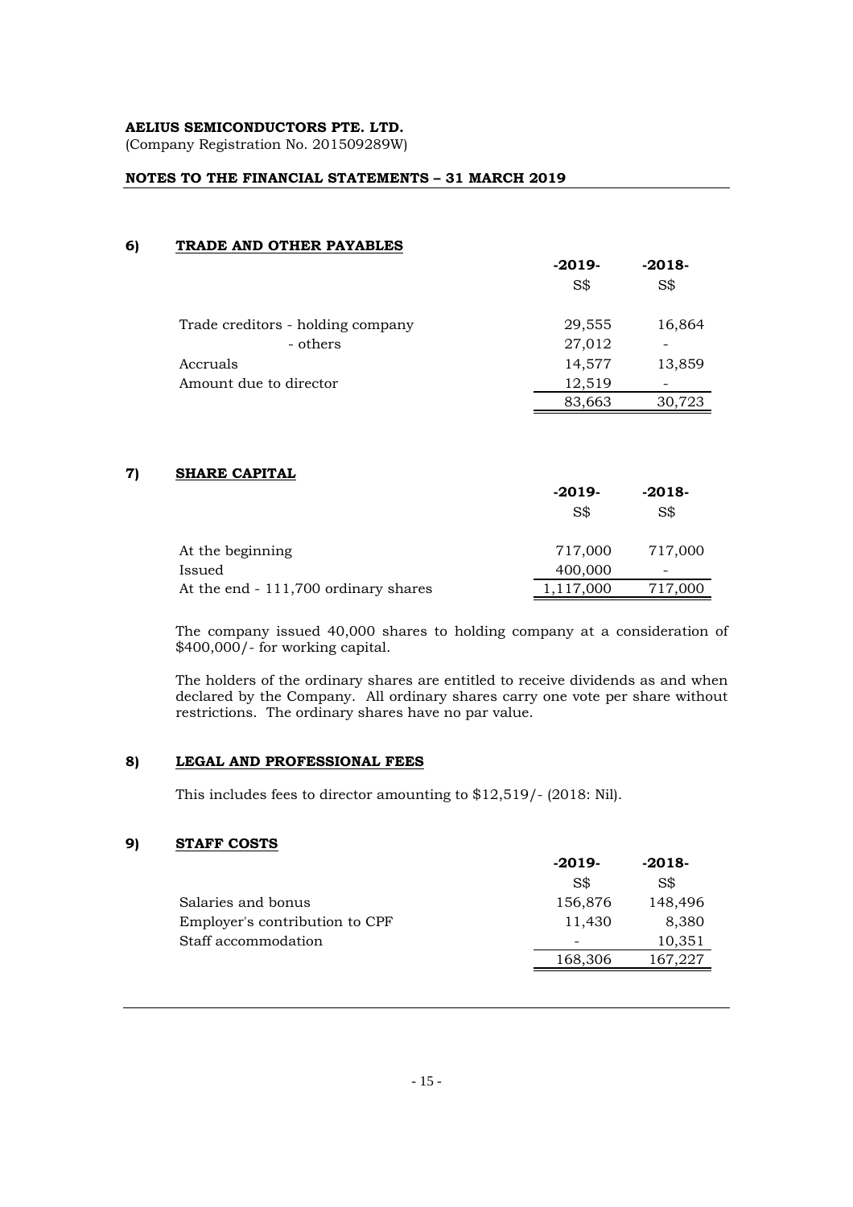**AELIUS SEMICONDUCTORS PTE. LTD.**
(Company Registration No. 201509289W)

**NOTES TO THE FINANCIAL STATEMENTS – 31 MARCH 2019**

## 6) TRADE AND OTHER PAYABLES

| | -2019- | -2018- |
|---|---|---|
| | S$ | S$ |
| Trade creditors - holding company | 29,555 | 16,864 |
| - others | 27,012 | - |
| Accruals | 14,577 | 13,859 |
| Amount due to director | 12,519 | - |
| | 83,663 | 30,723 |

## 7) SHARE CAPITAL

| | -2019- | -2018- |
|---|---|---|
| | S$ | S$ |
| At the beginning | 717,000 | 717,000 |
| Issued | 400,000 | - |
| At the end - 111,700 ordinary shares | 1,117,000 | 717,000 |

The company issued 40,000 shares to holding company at a consideration of $400,000/- for working capital.

The holders of the ordinary shares are entitled to receive dividends as and when declared by the Company. All ordinary shares carry one vote per share without restrictions. The ordinary shares have no par value.

## 8) LEGAL AND PROFESSIONAL FEES

This includes fees to director amounting to $12,519/- (2018: Nil).

## 9) STAFF COSTS

| | -2019- | -2018- |
|---|---|---|
| | S$ | S$ |
| Salaries and bonus | 156,876 | 148,496 |
| Employer's contribution to CPF | 11,430 | 8,380 |
| Staff accommodation | - | 10,351 |
| | 168,306 | 167,227 |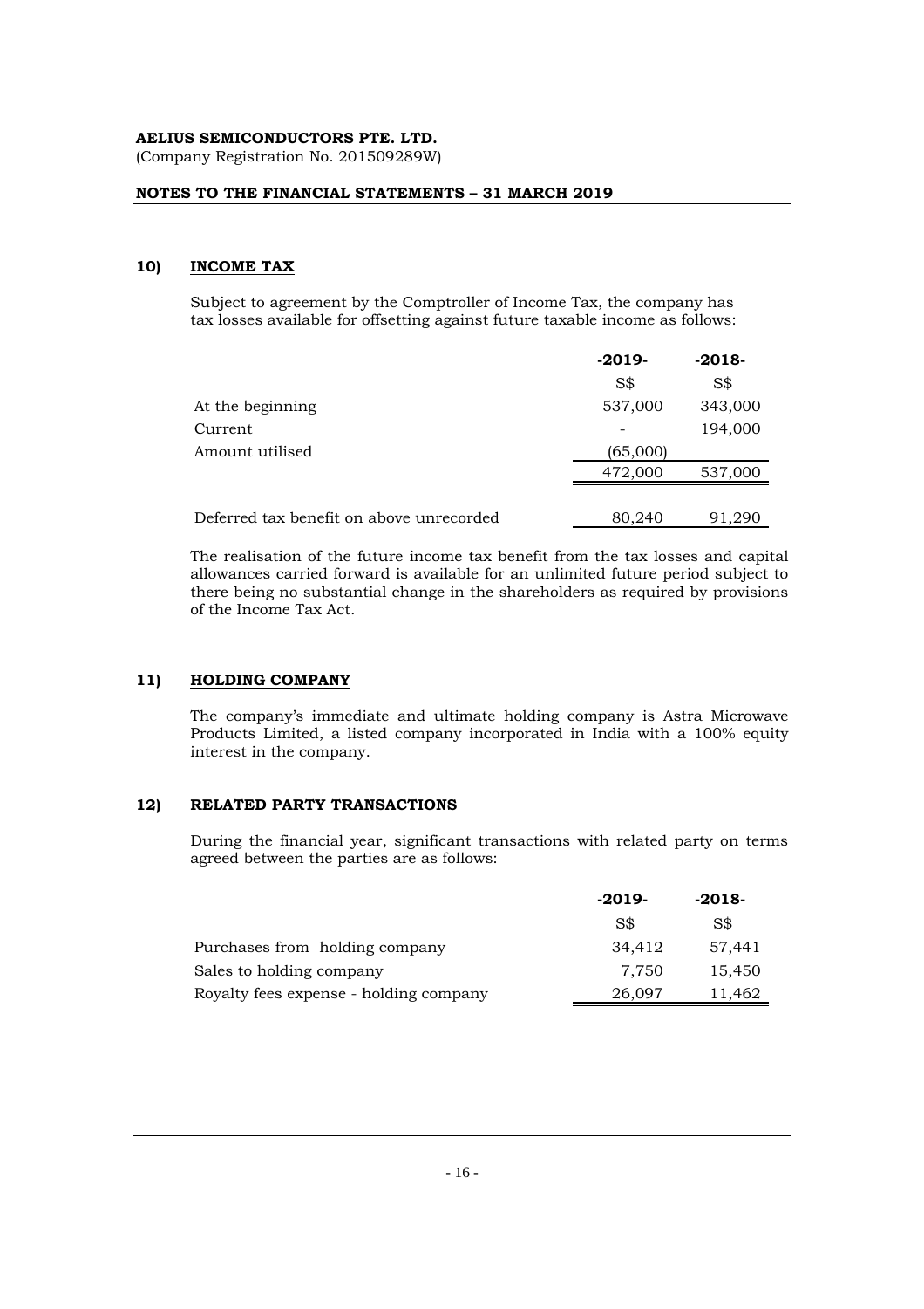**AELIUS SEMICONDUCTORS PTE. LTD.**
(Company Registration No. 201509289W)

**NOTES TO THE FINANCIAL STATEMENTS – 31 MARCH 2019**

## 10) INCOME TAX

Subject to agreement by the Comptroller of Income Tax, the company has tax losses available for offsetting against future taxable income as follows:

| | -2019- | -2018- |
|---|---|---|
| | S$ | S$ |
| At the beginning | 537,000 | 343,000 |
| Current | - | 194,000 |
| Amount utilised | (65,000) | |
| | 472,000 | 537,000 |
| Deferred tax benefit on above unrecorded | 80,240 | 91,290 |

The realisation of the future income tax benefit from the tax losses and capital allowances carried forward is available for an unlimited future period subject to there being no substantial change in the shareholders as required by provisions of the Income Tax Act.

## 11) HOLDING COMPANY

The company's immediate and ultimate holding company is Astra Microwave Products Limited, a listed company incorporated in India with a 100% equity interest in the company.

## 12) RELATED PARTY TRANSACTIONS

During the financial year, significant transactions with related party on terms agreed between the parties are as follows:

| | -2019- | -2018- |
|---|---|---|
| | S$ | S$ |
| Purchases from holding company | 34,412 | 57,441 |
| Sales to holding company | 7,750 | 15,450 |
| Royalty fees expense - holding company | 26,097 | 11,462 |